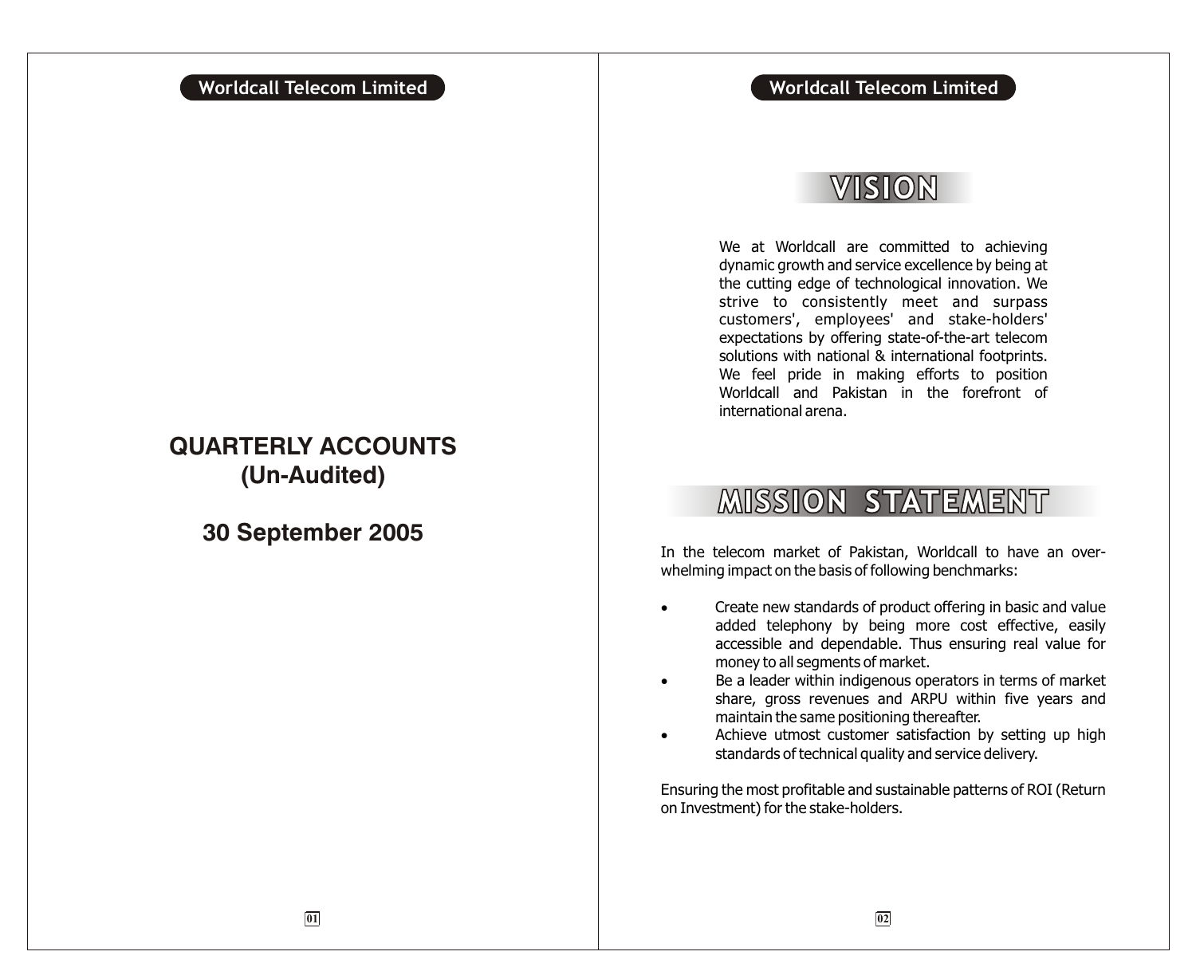# QUARTERLY ACCOUNTS (Un-Audited)

## 30 September 2005

# VISION

We at Worldcall are committed to achieving dynamic growth and service excellence by being at the cutting edge of technological innovation. We strive to consistently meet and surpass customers', employees' and stake-holders' expectations by offering state-of-the-art telecom solutions with national & international footprints. We feel pride in making efforts to position Worldcall and Pakistan in the forefront of international arena.

# MISSION STATEMENT

In the telecom market of Pakistan, Worldcall to have an over-whelming impact on the basis of following benchmarks:

- Create new standards of product offering in basic and value added telephony by being more cost effective, easily accessible and dependable. Thus ensuring real value for money to all segments of market.
- Be a leader within indigenous operators in terms of market share, gross revenues and ARPU within five years and maintain the same positioning thereafter.
- Achieve utmost customer satisfaction by setting up high standards of technical quality and service delivery.

Ensuring the most profitable and sustainable patterns of ROI (Return on Investment) for the stake-holders.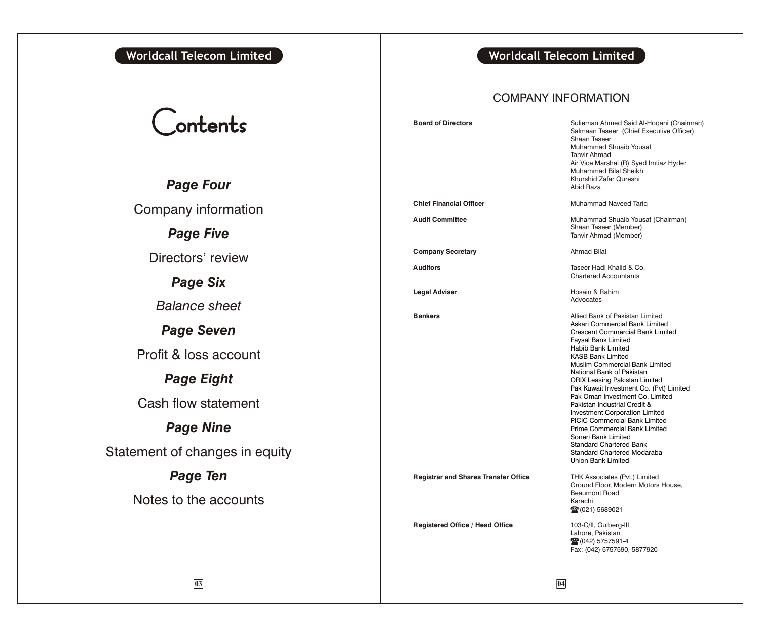# Contents

***Page Four***

Company information

***Page Five***

Directors' review

***Page Six***

*Balance sheet*

***Page Seven***

Profit & loss account

***Page Eight***

Cash flow statement

***Page Nine***

Statement of changes in equity

***Page Ten***

Notes to the accounts

# COMPANY INFORMATION

| | |
|---|---|
| **Board of Directors** | Sulieman Ahmed Said Al-Hoqani (Chairman)<br>Salmaan Taseer (Chief Executive Officer)<br>Shaan Taseer<br>Muhammad Shuaib Yousaf<br>Tanvir Ahmad<br>Air Vice Marshal (R) Syed Imtiaz Hyder<br>Muhammad Bilal Sheikh<br>Khurshid Zafar Qureshi<br>Abid Raza |
| **Chief Financial Officer** | Muhammad Naveed Tariq |
| **Audit Committee** | Muhammad Shuaib Yousaf (Chairman)<br>Shaan Taseer (Member)<br>Tanvir Ahmad (Member) |
| **Company Secretary** | Ahmad Bilal |
| **Auditors** | Taseer Hadi Khalid & Co.<br>Chartered Accountants |
| **Legal Adviser** | Hosain & Rahim<br>Advocates |
| **Bankers** | Allied Bank of Pakistan Limited<br>Askari Commercial Bank Limited<br>Crescent Commercial Bank Limited<br>Faysal Bank Limited<br>Habib Bank Limited<br>KASB Bank Limited<br>Muslim Commercial Bank Limited<br>National Bank of Pakistan<br>ORIX Leasing Pakistan Limited<br>Pak Kuwait Investment Co. (Pvt) Limited<br>Pak Oman Investment Co. Limited<br>Pakistan Industrial Credit &<br>Investment Corporation Limited<br>PICIC Commercial Bank Limited<br>Prime Commercial Bank Limited<br>Soneri Bank Limited<br>Standard Chartered Bank<br>Standard Chartered Modaraba<br>Union Bank Limited |
| **Registrar and Shares Transfer Office** | THK Associates (Pvt.) Limited<br>Ground Floor, Modern Motors House,<br>Beaumont Road<br>Karachi<br>☎ (021) 5689021 |
| **Registered Office / Head Office** | 103-C/II, Gulberg-III<br>Lahore, Pakistan<br>☎ (042) 5757591-4<br>Fax: (042) 5757590, 5877920 |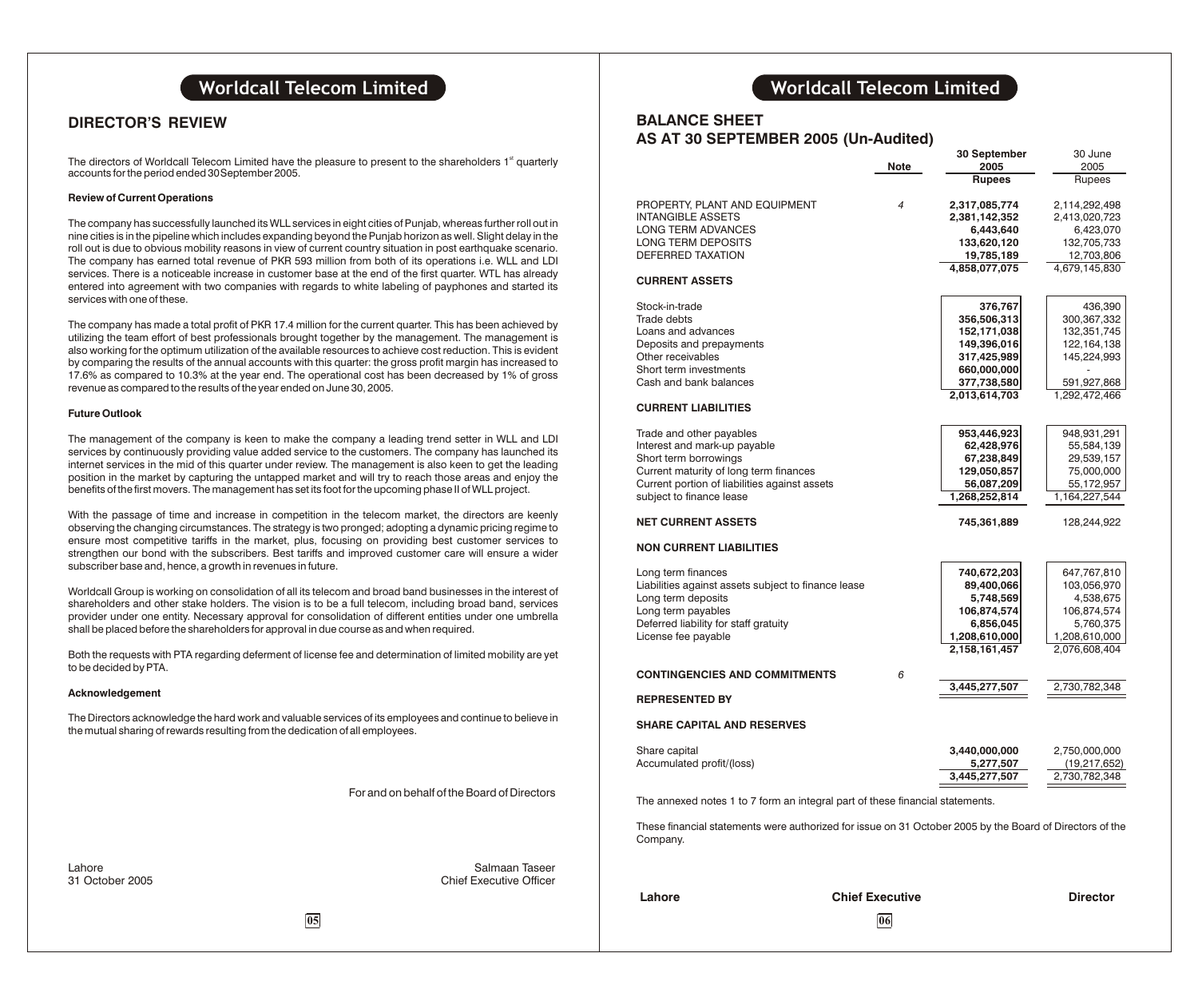# DIRECTOR'S REVIEW

The directors of Worldcall Telecom Limited have the pleasure to present to the shareholders 1st quarterly accounts for the period ended 30 September 2005.

**Review of Current Operations**

The company has successfully launched its WLL services in eight cities of Punjab, whereas further roll out in nine cities is in the pipeline which includes expanding beyond the Punjab horizon as well. Slight delay in the roll out is due to obvious mobility reasons in view of current country situation in post earthquake scenario. The company has earned total revenue of PKR 593 million from both of its operations i.e. WLL and LDI services. There is a noticeable increase in customer base at the end of the first quarter. WTL has already entered into agreement with two companies with regards to white labeling of payphones and started its services with one of these.

The company has made a total profit of PKR 17.4 million for the current quarter. This has been achieved by utilizing the team effort of best professionals brought together by the management. The management is also working for the optimum utilization of the available resources to achieve cost reduction. This is evident by comparing the results of the annual accounts with this quarter: the gross profit margin has increased to 17.6% as compared to 10.3% at the year end. The operational cost has been decreased by 1% of gross revenue as compared to the results of the year ended on June 30, 2005.

**Future Outlook**

The management of the company is keen to make the company a leading trend setter in WLL and LDI services by continuously providing value added service to the customers. The company has launched its internet services in the mid of this quarter under review. The management is also keen to get the leading position in the market by capturing the untapped market and will try to reach those areas and enjoy the benefits of the first movers. The management has set its foot for the upcoming phase II of WLL project.

With the passage of time and increase in competition in the telecom market, the directors are keenly observing the changing circumstances. The strategy is two pronged; adopting a dynamic pricing regime to ensure most competitive tariffs in the market, plus, focusing on providing best customer services to strengthen our bond with the subscribers. Best tariffs and improved customer care will ensure a wider subscriber base and, hence, a growth in revenues in future.

Worldcall Group is working on consolidation of all its telecom and broad band businesses in the interest of shareholders and other stake holders. The vision is to be a full telecom, including broad band, services provider under one entity. Necessary approval for consolidation of different entities under one umbrella shall be placed before the shareholders for approval in due course as and when required.

Both the requests with PTA regarding deferment of license fee and determination of limited mobility are yet to be decided by PTA.

**Acknowledgement**

The Directors acknowledge the hard work and valuable services of its employees and continue to believe in the mutual sharing of rewards resulting from the dedication of all employees.

For and on behalf of the Board of Directors

Lahore
31 October 2005

Salmaan Taseer
Chief Executive Officer

# BALANCE SHEET
## AS AT 30 SEPTEMBER 2005 (Un-Audited)

| | Note | 30 September 2005 Rupees | 30 June 2005 Rupees |
|---|---|---|---|
| PROPERTY, PLANT AND EQUIPMENT | 4 | **2,317,085,774** | 2,114,292,498 |
| INTANGIBLE ASSETS | | **2,381,142,352** | 2,413,020,723 |
| LONG TERM ADVANCES | | **6,443,640** | 6,423,070 |
| LONG TERM DEPOSITS | | **133,620,120** | 132,705,733 |
| DEFERRED TAXATION | | **19,785,189** | 12,703,806 |
| | | **4,858,077,075** | 4,679,145,830 |
| **CURRENT ASSETS** | | | |
| Stock-in-trade | | **376,767** | 436,390 |
| Trade debts | | **356,506,313** | 300,367,332 |
| Loans and advances | | **152,171,038** | 132,351,745 |
| Deposits and prepayments | | **149,396,016** | 122,164,138 |
| Other receivables | | **317,425,989** | 145,224,993 |
| Short term investments | | **660,000,000** | - |
| Cash and bank balances | | **377,738,580** | 591,927,868 |
| | | **2,013,614,703** | 1,292,472,466 |
| **CURRENT LIABILITIES** | | | |
| Trade and other payables | | **953,446,923** | 948,931,291 |
| Interest and mark-up payable | | **62,428,976** | 55,584,139 |
| Short term borrowings | | **67,238,849** | 29,539,157 |
| Current maturity of long term finances | | **129,050,857** | 75,000,000 |
| Current portion of liabilities against assets subject to finance lease | | **56,087,209** | 55,172,957 |
| | | **1,268,252,814** | 1,164,227,544 |
| **NET CURRENT ASSETS** | | **745,361,889** | 128,244,922 |
| **NON CURRENT LIABILITIES** | | | |
| Long term finances | | **740,672,203** | 647,767,810 |
| Liabilities against assets subject to finance lease | | **89,400,066** | 103,056,970 |
| Long term deposits | | **5,748,569** | 4,538,675 |
| Long term payables | | **106,874,574** | 106,874,574 |
| Deferred liability for staff gratuity | | **6,856,045** | 5,760,375 |
| License fee payable | | **1,208,610,000** | 1,208,610,000 |
| | | **2,158,161,457** | 2,076,608,404 |
| **CONTINGENCIES AND COMMITMENTS** | 6 | | |
| | | **3,445,277,507** | 2,730,782,348 |
| **REPRESENTED BY** | | | |
| **SHARE CAPITAL AND RESERVES** | | | |
| Share capital | | **3,440,000,000** | 2,750,000,000 |
| Accumulated profit/(loss) | | **5,277,507** | (19,217,652) |
| | | **3,445,277,507** | 2,730,782,348 |

The annexed notes 1 to 7 form an integral part of these financial statements.

These financial statements were authorized for issue on 31 October 2005 by the Board of Directors of the Company.

**Lahore** **Chief Executive** **Director**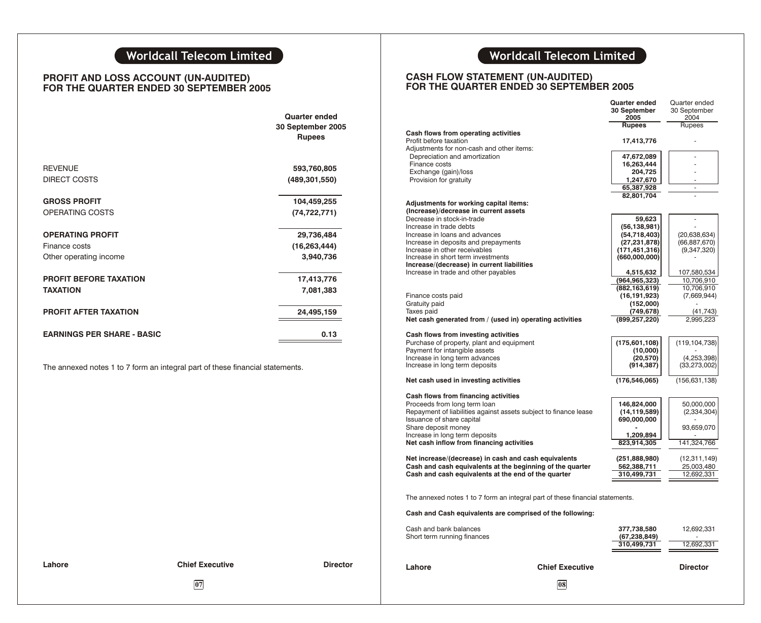## PROFIT AND LOSS ACCOUNT (UN-AUDITED)
## FOR THE QUARTER ENDED 30 SEPTEMBER 2005

| | Quarter ended 30 September 2005 Rupees |
|---|---|
| REVENUE | 593,760,805 |
| DIRECT COSTS | (489,301,550) |
| **GROSS PROFIT** | **104,459,255** |
| OPERATING COSTS | (74,722,771) |
| **OPERATING PROFIT** | **29,736,484** |
| Finance costs | (16,263,444) |
| Other operating income | 3,940,736 |
| **PROFIT BEFORE TAXATION** | **17,413,776** |
| **TAXATION** | **7,081,383** |
| **PROFIT AFTER TAXATION** | **24,495,159** |
| **EARNINGS PER SHARE - BASIC** | **0.13** |

The annexed notes 1 to 7 form an integral part of these financial statements.

**Lahore** **Chief Executive** **Director**

## CASH FLOW STATEMENT (UN-AUDITED)
## FOR THE QUARTER ENDED 30 SEPTEMBER 2005

| | Quarter ended 30 September 2005 Rupees | Quarter ended 30 September 2004 Rupees |
|---|---|---|
| **Cash flows from operating activities** | | |
| Profit before taxation | 17,413,776 | - |
| Adjustments for non-cash and other items: | | |
| Depreciation and amortization | 47,672,089 | - |
| Finance costs | 16,263,444 | - |
| Exchange (gain)/loss | 204,725 | - |
| Provision for gratuity | 1,247,670 | - |
| | 65,387,928 | - |
| | 82,801,704 | - |
| **Adjustments for working capital items:** | | |
| **(Increase)/decrease in current assets** | | |
| Decrease in stock-in-trade | 59,623 | - |
| Increase in trade debts | (56,138,981) | - |
| Increase in loans and advances | (54,718,403) | (20,638,634) |
| Increase in deposits and prepayments | (27,231,878) | (66,887,670) |
| Increase in other receivables | (171,451,316) | (9,347,320) |
| Increase in short term investments | (660,000,000) | - |
| **Increase/(decrease) in current liabilities** | | |
| Increase in trade and other payables | 4,515,632 | 107,580,534 |
| | (964,965,323) | 10,706,910 |
| | (882,163,619) | 10,706,910 |
| Finance costs paid | (16,191,923) | (7,669,944) |
| Gratuity paid | (152,000) | - |
| Taxes paid | (749,678) | (41,743) |
| **Net cash generated from / (used in) operating activities** | **(899,257,220)** | 2,995,223 |
| **Cash flows from investing activities** | | |
| Purchase of property, plant and equipment | (175,601,108) | (119,104,738) |
| Payment for intangible assets | (10,000) | - |
| Increase in long term advances | (20,570) | (4,253,398) |
| Increase in long term deposits | (914,387) | (33,273,002) |
| **Net cash used in investing activities** | **(176,546,065)** | (156,631,138) |
| **Cash flows from financing activities** | | |
| Proceeds from long term loan | 146,824,000 | 50,000,000 |
| Repayment of liabilities against assets subject to finance lease | (14,119,589) | (2,334,304) |
| Issuance of share capital | 690,000,000 | - |
| Share deposit money | - | 93,659,070 |
| Increase in long term deposits | 1,209,894 | - |
| **Net cash inflow from financing activities** | **823,914,305** | 141,324,766 |
| **Net increase/(decrease) in cash and cash equivalents** | **(251,888,980)** | (12,311,149) |
| **Cash and cash equivalents at the beginning of the quarter** | **562,388,711** | 25,003,480 |
| **Cash and cash equivalents at the end of the quarter** | **310,499,731** | 12,692,331 |

The annexed notes 1 to 7 form an integral part of these financial statements.

**Cash and Cash equivalents are comprised of the following:**

| | 2005 | 2004 |
|---|---|---|
| Cash and bank balances | 377,738,580 | 12,692,331 |
| Short term running finances | (67,238,849) | - |
| | 310,499,731 | 12,692,331 |

**Lahore** **Chief Executive** **Director**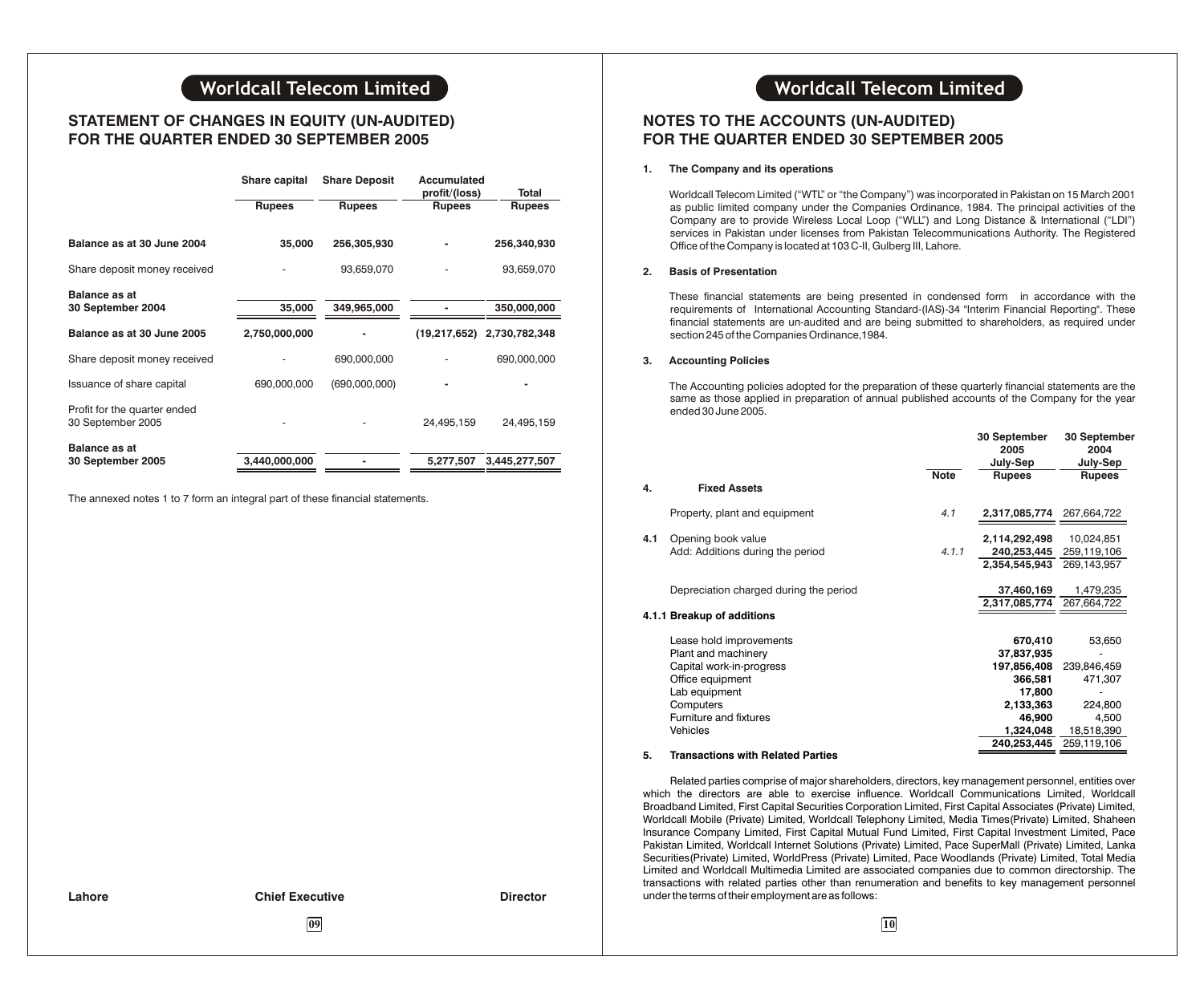## STATEMENT OF CHANGES IN EQUITY (UN-AUDITED) FOR THE QUARTER ENDED 30 SEPTEMBER 2005

| | Share capital | Share Deposit | Accumulated profit/(loss) | Total |
|---|---|---|---|---|
| | Rupees | Rupees | Rupees | Rupees |
| **Balance as at 30 June 2004** | **35,000** | **256,305,930** | **-** | **256,340,930** |
| Share deposit money received | - | 93,659,070 | - | 93,659,070 |
| **Balance as at 30 September 2004** | **35,000** | **349,965,000** | **-** | **350,000,000** |
| **Balance as at 30 June 2005** | **2,750,000,000** | **-** | **(19,217,652)** | **2,730,782,348** |
| Share deposit money received | - | 690,000,000 | - | 690,000,000 |
| Issuance of share capital | 690,000,000 | (690,000,000) | - | - |
| Profit for the quarter ended 30 September 2005 | - | - | 24,495,159 | 24,495,159 |
| **Balance as at 30 September 2005** | **3,440,000,000** | **-** | **5,277,507** | **3,445,277,507** |

The annexed notes 1 to 7 form an integral part of these financial statements.

**Lahore** **Chief Executive** **Director**

## NOTES TO THE ACCOUNTS (UN-AUDITED) FOR THE QUARTER ENDED 30 SEPTEMBER 2005

**1. The Company and its operations**

Worldcall Telecom Limited ("WTL" or "the Company") was incorporated in Pakistan on 15 March 2001 as public limited company under the Companies Ordinance, 1984. The principal activities of the Company are to provide Wireless Local Loop ("WLL") and Long Distance & International ("LDI") services in Pakistan under licenses from Pakistan Telecommunications Authority. The Registered Office of the Company is located at 103 C-II, Gulberg III, Lahore.

**2. Basis of Presentation**

These financial statements are being presented in condensed form in accordance with the requirements of International Accounting Standard-(IAS)-34 "Interim Financial Reporting". These financial statements are un-audited and are being submitted to shareholders, as required under section 245 of the Companies Ordinance,1984.

**3. Accounting Policies**

The Accounting policies adopted for the preparation of these quarterly financial statements are the same as those applied in preparation of annual published accounts of the Company for the year ended 30 June 2005.

| | | Note | 30 September 2005 July-Sep | 30 September 2004 July-Sep |
|---|---|---|---|---|
| | | | Rupees | Rupees |
| **4.** | **Fixed Assets** | | | |
| | Property, plant and equipment | 4.1 | **2,317,085,774** | 267,664,722 |
| **4.1** | Opening book value | | **2,114,292,498** | 10,024,851 |
| | Add: Additions during the period | 4.1.1 | **240,253,445** | 259,119,106 |
| | | | **2,354,545,943** | 269,143,957 |
| | Depreciation charged during the period | | **37,460,169** | 1,479,235 |
| | | | **2,317,085,774** | 267,664,722 |
| **4.1.1** | **Breakup of additions** | | | |
| | Lease hold improvements | | **670,410** | 53,650 |
| | Plant and machinery | | **37,837,935** | - |
| | Capital work-in-progress | | **197,856,408** | 239,846,459 |
| | Office equipment | | **366,581** | 471,307 |
| | Lab equipment | | **17,800** | - |
| | Computers | | **2,133,363** | 224,800 |
| | Furniture and fixtures | | **46,900** | 4,500 |
| | Vehicles | | **1,324,048** | 18,518,390 |
| | | | **240,253,445** | 259,119,106 |

**5. Transactions with Related Parties**

Related parties comprise of major shareholders, directors, key management personnel, entities over which the directors are able to exercise influence. Worldcall Communications Limited, Worldcall Broadband Limited, First Capital Securities Corporation Limited, First Capital Associates (Private) Limited, Worldcall Mobile (Private) Limited, Worldcall Telephony Limited, Media Times(Private) Limited, Shaheen Insurance Company Limited, First Capital Mutual Fund Limited, First Capital Investment Limited, Pace Pakistan Limited, Worldcall Internet Solutions (Private) Limited, Pace SuperMall (Private) Limited, Lanka Securities(Private) Limited, WorldPress (Private) Limited, Pace Woodlands (Private) Limited, Total Media Limited and Worldcall Multimedia Limited are associated companies due to common directorship. The transactions with related parties other than renumeration and benefits to key management personnel under the terms of their employment are as follows: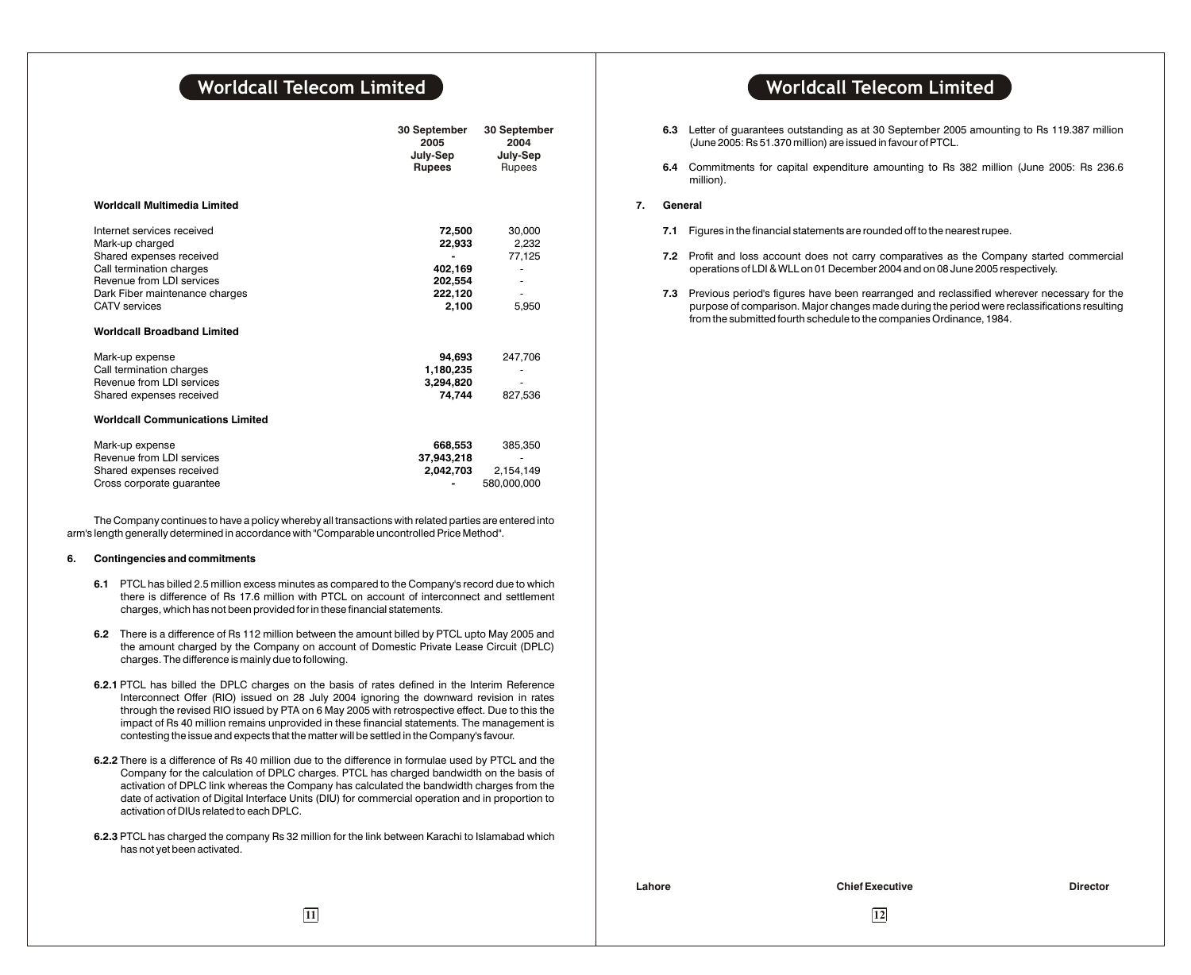| | 30 September 2005 July-Sep Rupees | 30 September 2004 July-Sep Rupees |
|---|---|---|
| **Worldcall Multimedia Limited** | | |
| Internet services received | **72,500** | 30,000 |
| Mark-up charged | **22,933** | 2,232 |
| Shared expenses received | **-** | 77,125 |
| Call termination charges | **402,169** | - |
| Revenue from LDI services | **202,554** | - |
| Dark Fiber maintenance charges | **222,120** | - |
| CATV services | **2,100** | 5,950 |
| **Worldcall Broadband Limited** | | |
| Mark-up expense | **94,693** | 247,706 |
| Call termination charges | **1,180,235** | - |
| Revenue from LDI services | **3,294,820** | - |
| Shared expenses received | **74,744** | 827,536 |
| **Worldcall Communications Limited** | | |
| Mark-up expense | **668,553** | 385,350 |
| Revenue from LDI services | **37,943,218** | - |
| Shared expenses received | **2,042,703** | 2,154,149 |
| Cross corporate guarantee | **-** | 580,000,000 |

The Company continues to have a policy whereby all transactions with related parties are entered into arm's length generally determined in accordance with "Comparable uncontrolled Price Method".

**6. Contingencies and commitments**

**6.1** PTCL has billed 2.5 million excess minutes as compared to the Company's record due to which there is difference of Rs 17.6 million with PTCL on account of interconnect and settlement charges, which has not been provided for in these financial statements.

**6.2** There is a difference of Rs 112 million between the amount billed by PTCL upto May 2005 and the amount charged by the Company on account of Domestic Private Lease Circuit (DPLC) charges. The difference is mainly due to following.

**6.2.1** PTCL has billed the DPLC charges on the basis of rates defined in the Interim Reference Interconnect Offer (RIO) issued on 28 July 2004 ignoring the downward revision in rates through the revised RIO issued by PTA on 6 May 2005 with retrospective effect. Due to this the impact of Rs 40 million remains unprovided in these financial statements. The management is contesting the issue and expects that the matter will be settled in the Company's favour.

**6.2.2** There is a difference of Rs 40 million due to the difference in formulae used by PTCL and the Company for the calculation of DPLC charges. PTCL has charged bandwidth on the basis of activation of DPLC link whereas the Company has calculated the bandwidth charges from the date of activation of Digital Interface Units (DIU) for commercial operation and in proportion to activation of DIUs related to each DPLC.

**6.2.3** PTCL has charged the company Rs 32 million for the link between Karachi to Islamabad which has not yet been activated.

**6.3** Letter of guarantees outstanding as at 30 September 2005 amounting to Rs 119.387 million (June 2005: Rs 51.370 million) are issued in favour of PTCL.

**6.4** Commitments for capital expenditure amounting to Rs 382 million (June 2005: Rs 236.6 million).

**7. General**

**7.1** Figures in the financial statements are rounded off to the nearest rupee.

**7.2** Profit and loss account does not carry comparatives as the Company started commercial operations of LDI & WLL on 01 December 2004 and on 08 June 2005 respectively.

**7.3** Previous period's figures have been rearranged and reclassified wherever necessary for the purpose of comparison. Major changes made during the period were reclassifications resulting from the submitted fourth schedule to the companies Ordinance, 1984.

**Lahore** **Chief Executive** **Director**